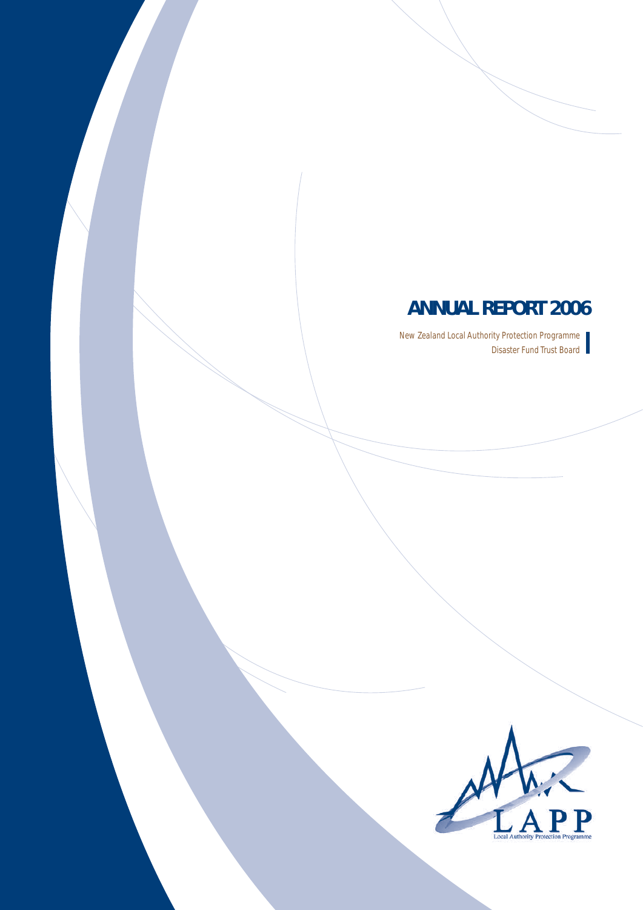# ANNUAL REPORT 2006

New Zealand Local Authority Protection Programme
Disaster Fund Trust Board

LAPP
Local Authority Protection Programme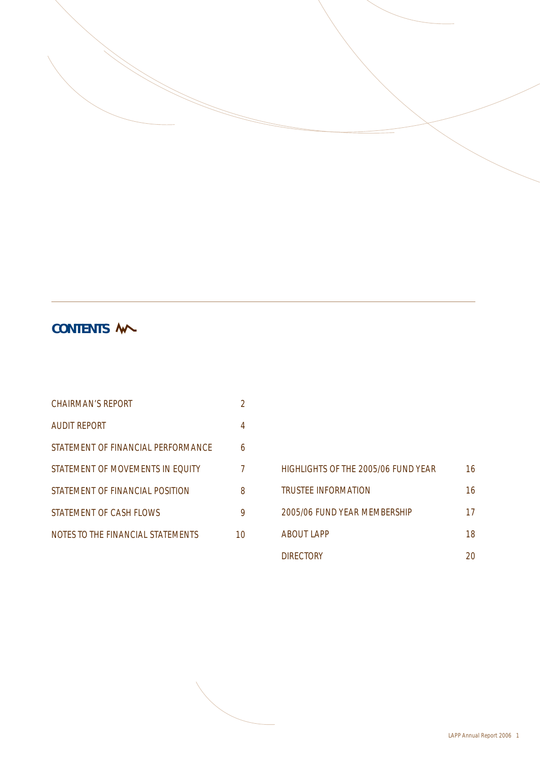# CONTENTS

| | |
|---|---|
| CHAIRMAN'S REPORT | 2 |
| AUDIT REPORT | 4 |
| STATEMENT OF FINANCIAL PERFORMANCE | 6 |
| STATEMENT OF MOVEMENTS IN EQUITY | 7 |
| STATEMENT OF FINANCIAL POSITION | 8 |
| STATEMENT OF CASH FLOWS | 9 |
| NOTES TO THE FINANCIAL STATEMENTS | 10 |
| HIGHLIGHTS OF THE 2005/06 FUND YEAR | 16 |
| TRUSTEE INFORMATION | 16 |
| 2005/06 FUND YEAR MEMBERSHIP | 17 |
| ABOUT LAPP | 18 |
| DIRECTORY | 20 |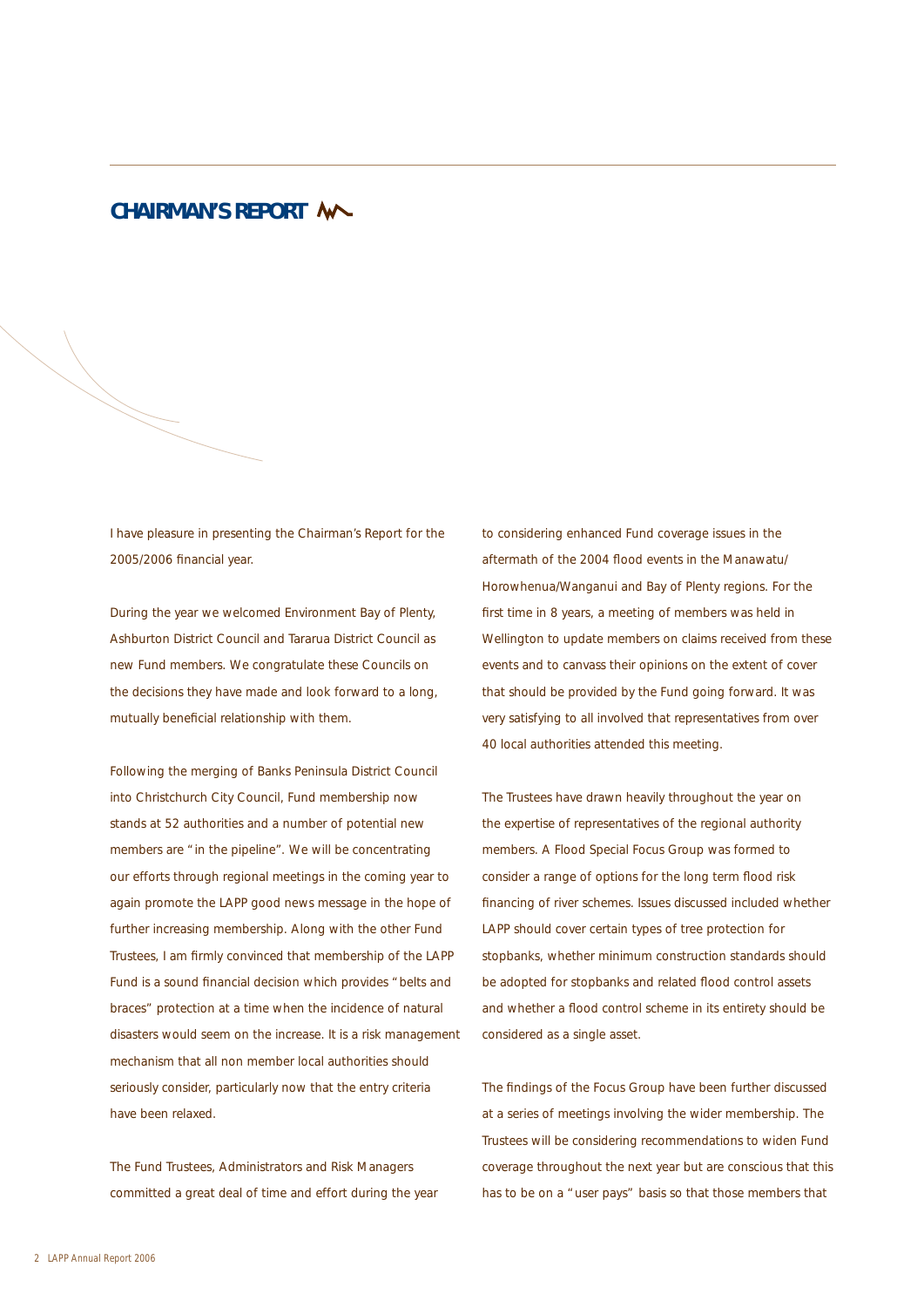## CHAIRMAN'S REPORT

I have pleasure in presenting the Chairman's Report for the 2005/2006 financial year.

During the year we welcomed Environment Bay of Plenty, Ashburton District Council and Tararua District Council as new Fund members. We congratulate these Councils on the decisions they have made and look forward to a long, mutually beneficial relationship with them.

Following the merging of Banks Peninsula District Council into Christchurch City Council, Fund membership now stands at 52 authorities and a number of potential new members are "in the pipeline". We will be concentrating our efforts through regional meetings in the coming year to again promote the LAPP good news message in the hope of further increasing membership. Along with the other Fund Trustees, I am firmly convinced that membership of the LAPP Fund is a sound financial decision which provides "belts and braces" protection at a time when the incidence of natural disasters would seem on the increase. It is a risk management mechanism that all non member local authorities should seriously consider, particularly now that the entry criteria have been relaxed.

The Fund Trustees, Administrators and Risk Managers committed a great deal of time and effort during the year to considering enhanced Fund coverage issues in the aftermath of the 2004 flood events in the Manawatu/Horowhenua/Wanganui and Bay of Plenty regions. For the first time in 8 years, a meeting of members was held in Wellington to update members on claims received from these events and to canvass their opinions on the extent of cover that should be provided by the Fund going forward. It was very satisfying to all involved that representatives from over 40 local authorities attended this meeting.

The Trustees have drawn heavily throughout the year on the expertise of representatives of the regional authority members. A Flood Special Focus Group was formed to consider a range of options for the long term flood risk financing of river schemes. Issues discussed included whether LAPP should cover certain types of tree protection for stopbanks, whether minimum construction standards should be adopted for stopbanks and related flood control assets and whether a flood control scheme in its entirety should be considered as a single asset.

The findings of the Focus Group have been further discussed at a series of meetings involving the wider membership. The Trustees will be considering recommendations to widen Fund coverage throughout the next year but are conscious that this has to be on a "user pays" basis so that those members that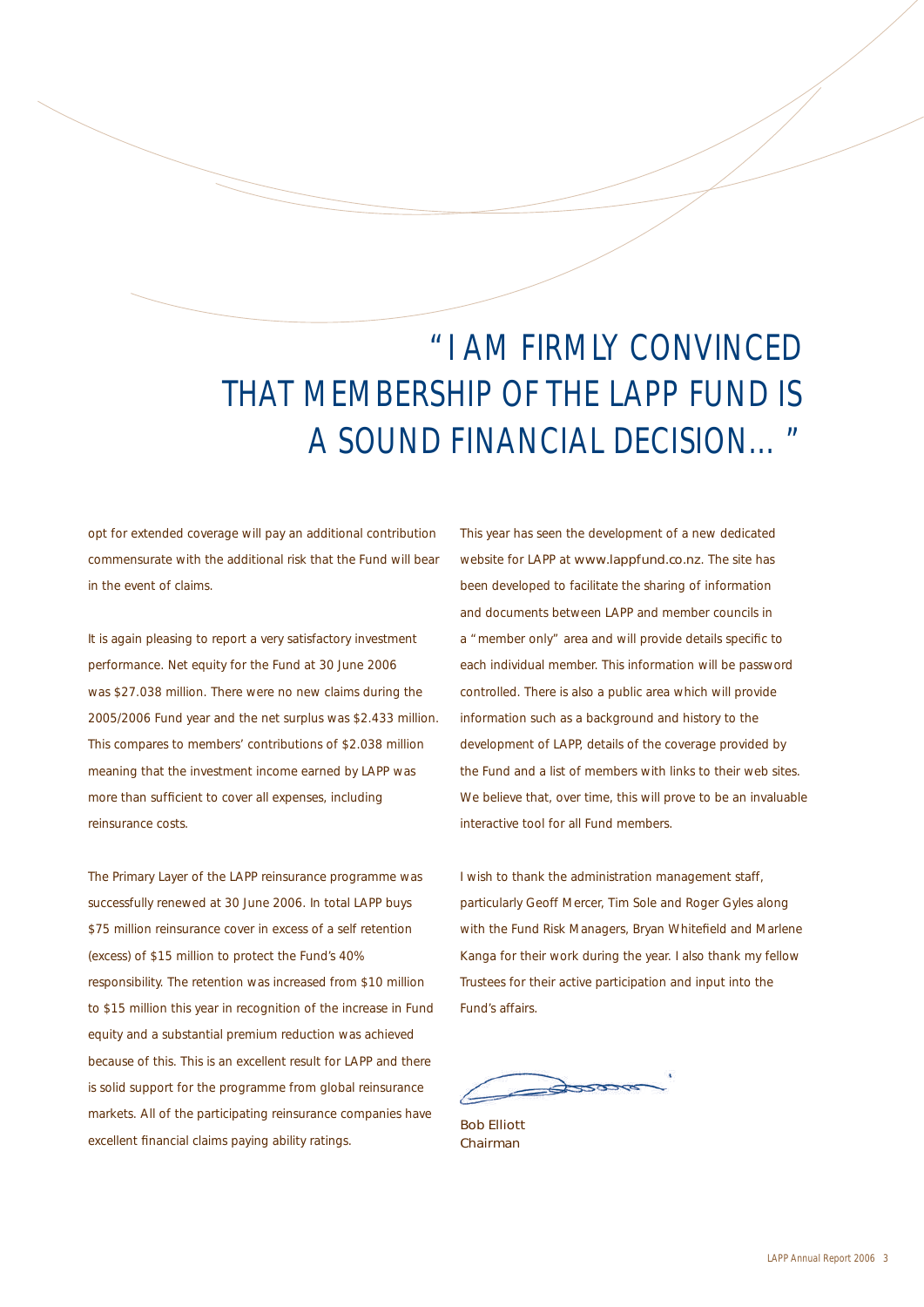> "I AM FIRMLY CONVINCED THAT MEMBERSHIP OF THE LAPP FUND IS A SOUND FINANCIAL DECISION... "

opt for extended coverage will pay an additional contribution commensurate with the additional risk that the Fund will bear in the event of claims.

It is again pleasing to report a very satisfactory investment performance. Net equity for the Fund at 30 June 2006 was $27.038 million. There were no new claims during the 2005/2006 Fund year and the net surplus was $2.433 million. This compares to members' contributions of $2.038 million meaning that the investment income earned by LAPP was more than sufficient to cover all expenses, including reinsurance costs.

The Primary Layer of the LAPP reinsurance programme was successfully renewed at 30 June 2006. In total LAPP buys $75 million reinsurance cover in excess of a self retention (excess) of $15 million to protect the Fund's 40% responsibility. The retention was increased from $10 million to $15 million this year in recognition of the increase in Fund equity and a substantial premium reduction was achieved because of this. This is an excellent result for LAPP and there is solid support for the programme from global reinsurance markets. All of the participating reinsurance companies have excellent financial claims paying ability ratings.

This year has seen the development of a new dedicated website for LAPP at www.lappfund.co.nz. The site has been developed to facilitate the sharing of information and documents between LAPP and member councils in a "member only" area and will provide details specific to each individual member. This information will be password controlled. There is also a public area which will provide information such as a background and history to the development of LAPP, details of the coverage provided by the Fund and a list of members with links to their web sites. We believe that, over time, this will prove to be an invaluable interactive tool for all Fund members.

I wish to thank the administration management staff, particularly Geoff Mercer, Tim Sole and Roger Gyles along with the Fund Risk Managers, Bryan Whitefield and Marlene Kanga for their work during the year. I also thank my fellow Trustees for their active participation and input into the Fund's affairs.

Bob Elliott
Chairman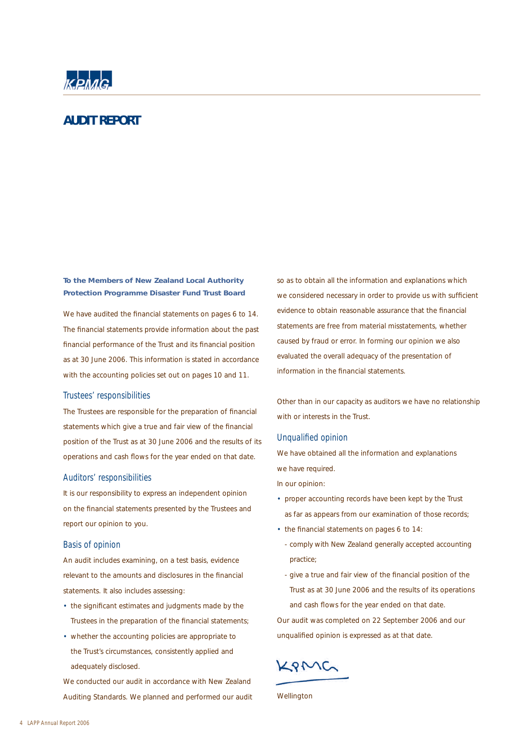KPMG

# AUDIT REPORT

**To the Members of New Zealand Local Authority Protection Programme Disaster Fund Trust Board**

We have audited the financial statements on pages 6 to 14. The financial statements provide information about the past financial performance of the Trust and its financial position as at 30 June 2006. This information is stated in accordance with the accounting policies set out on pages 10 and 11.

## Trustees' responsibilities

The Trustees are responsible for the preparation of financial statements which give a true and fair view of the financial position of the Trust as at 30 June 2006 and the results of its operations and cash flows for the year ended on that date.

## Auditors' responsibilities

It is our responsibility to express an independent opinion on the financial statements presented by the Trustees and report our opinion to you.

## Basis of opinion

An audit includes examining, on a test basis, evidence relevant to the amounts and disclosures in the financial statements. It also includes assessing:

- the significant estimates and judgments made by the Trustees in the preparation of the financial statements;
- whether the accounting policies are appropriate to the Trust's circumstances, consistently applied and adequately disclosed.

We conducted our audit in accordance with New Zealand Auditing Standards. We planned and performed our audit so as to obtain all the information and explanations which we considered necessary in order to provide us with sufficient evidence to obtain reasonable assurance that the financial statements are free from material misstatements, whether caused by fraud or error. In forming our opinion we also evaluated the overall adequacy of the presentation of information in the financial statements.

Other than in our capacity as auditors we have no relationship with or interests in the Trust.

## Unqualified opinion

We have obtained all the information and explanations we have required.

In our opinion:

- proper accounting records have been kept by the Trust as far as appears from our examination of those records;
- the financial statements on pages 6 to 14:
  - comply with New Zealand generally accepted accounting practice;
  - give a true and fair view of the financial position of the Trust as at 30 June 2006 and the results of its operations and cash flows for the year ended on that date.

Our audit was completed on 22 September 2006 and our unqualified opinion is expressed as at that date.

KPMG

Wellington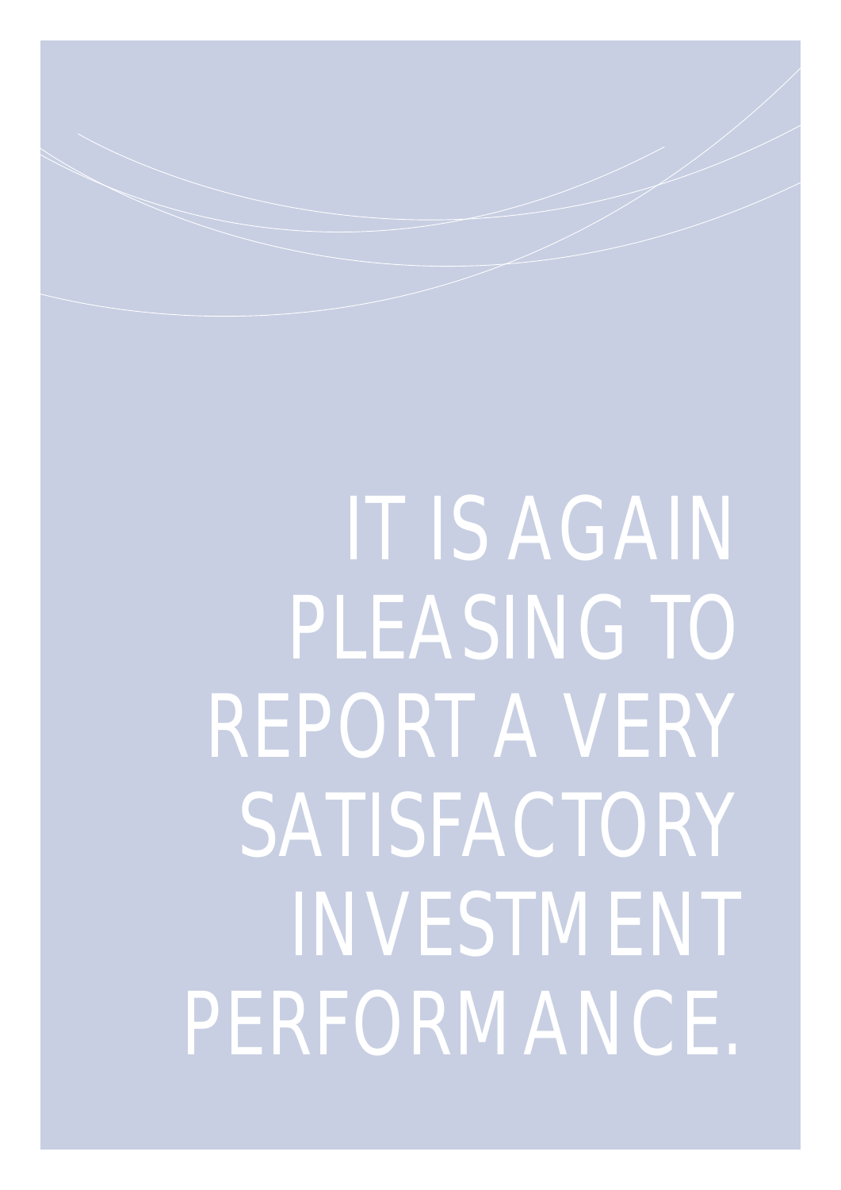IT IS AGAIN PLEASING TO REPORT A VERY SATISFACTORY INVESTMENT PERFORMANCE.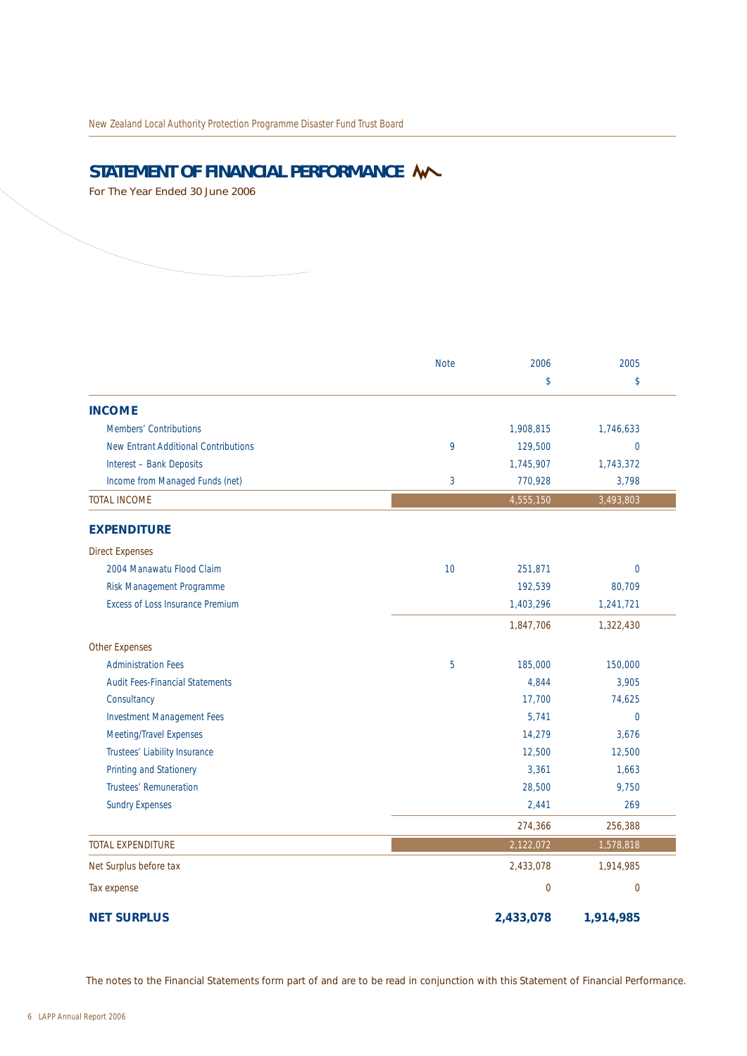## STATEMENT OF FINANCIAL PERFORMANCE

For The Year Ended 30 June 2006

| | Note | 2006 | 2005 |
|---|---|---|---|
| | | $ | $ |
| **INCOME** | | | |
| Members' Contributions | | 1,908,815 | 1,746,633 |
| New Entrant Additional Contributions | 9 | 129,500 | 0 |
| Interest – Bank Deposits | | 1,745,907 | 1,743,372 |
| Income from Managed Funds (net) | 3 | 770,928 | 3,798 |
| TOTAL INCOME | | 4,555,150 | 3,493,803 |
| **EXPENDITURE** | | | |
| Direct Expenses | | | |
| 2004 Manawatu Flood Claim | 10 | 251,871 | 0 |
| Risk Management Programme | | 192,539 | 80,709 |
| Excess of Loss Insurance Premium | | 1,403,296 | 1,241,721 |
| | | 1,847,706 | 1,322,430 |
| Other Expenses | | | |
| Administration Fees | 5 | 185,000 | 150,000 |
| Audit Fees-Financial Statements | | 4,844 | 3,905 |
| Consultancy | | 17,700 | 74,625 |
| Investment Management Fees | | 5,741 | 0 |
| Meeting/Travel Expenses | | 14,279 | 3,676 |
| Trustees' Liability Insurance | | 12,500 | 12,500 |
| Printing and Stationery | | 3,361 | 1,663 |
| Trustees' Remuneration | | 28,500 | 9,750 |
| Sundry Expenses | | 2,441 | 269 |
| | | 274,366 | 256,388 |
| TOTAL EXPENDITURE | | 2,122,072 | 1,578,818 |
| Net Surplus before tax | | 2,433,078 | 1,914,985 |
| Tax expense | | 0 | 0 |
| **NET SURPLUS** | | **2,433,078** | **1,914,985** |

The notes to the Financial Statements form part of and are to be read in conjunction with this Statement of Financial Performance.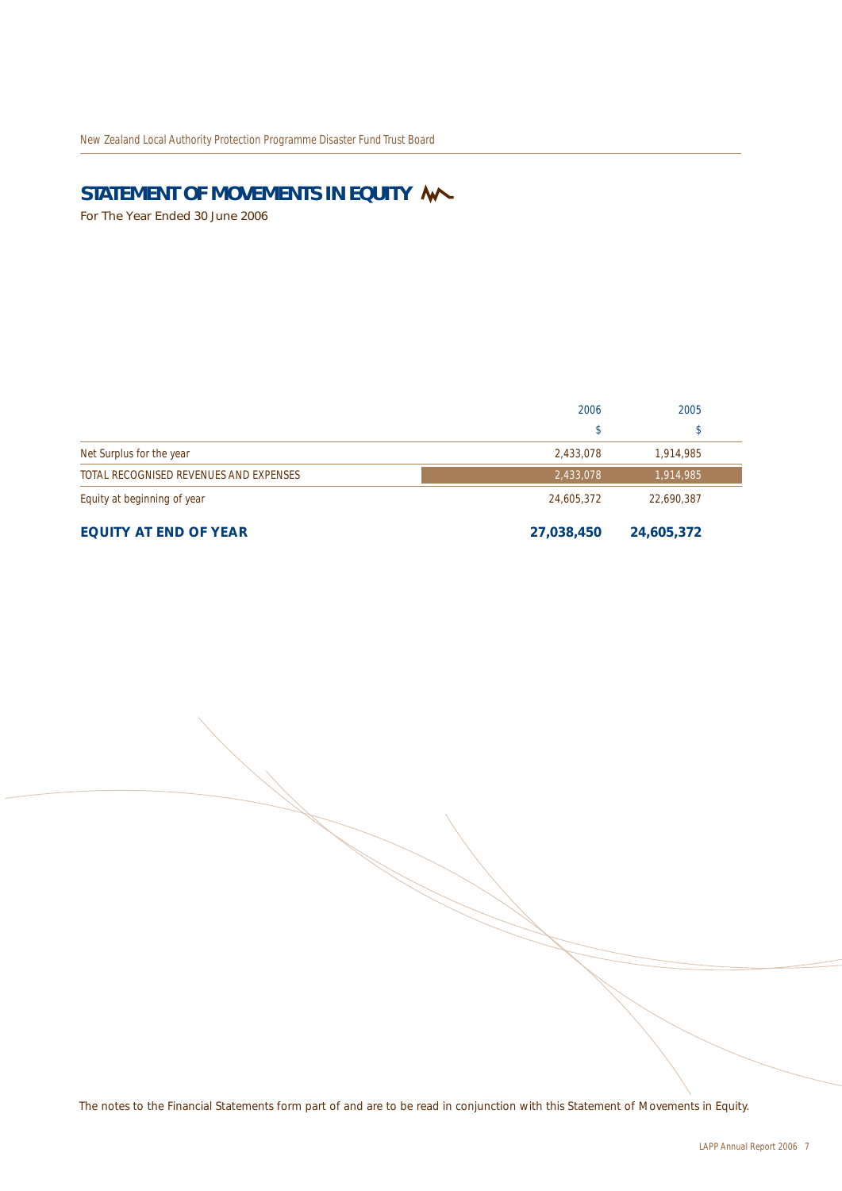# STATEMENT OF MOVEMENTS IN EQUITY

For The Year Ended 30 June 2006

| | 2006 | 2005 |
|---|---|---|
| | $ | $ |
| Net Surplus for the year | 2,433,078 | 1,914,985 |
| TOTAL RECOGNISED REVENUES AND EXPENSES | 2,433,078 | 1,914,985 |
| Equity at beginning of year | 24,605,372 | 22,690,387 |
| **EQUITY AT END OF YEAR** | **27,038,450** | **24,605,372** |

The notes to the Financial Statements form part of and are to be read in conjunction with this Statement of Movements in Equity.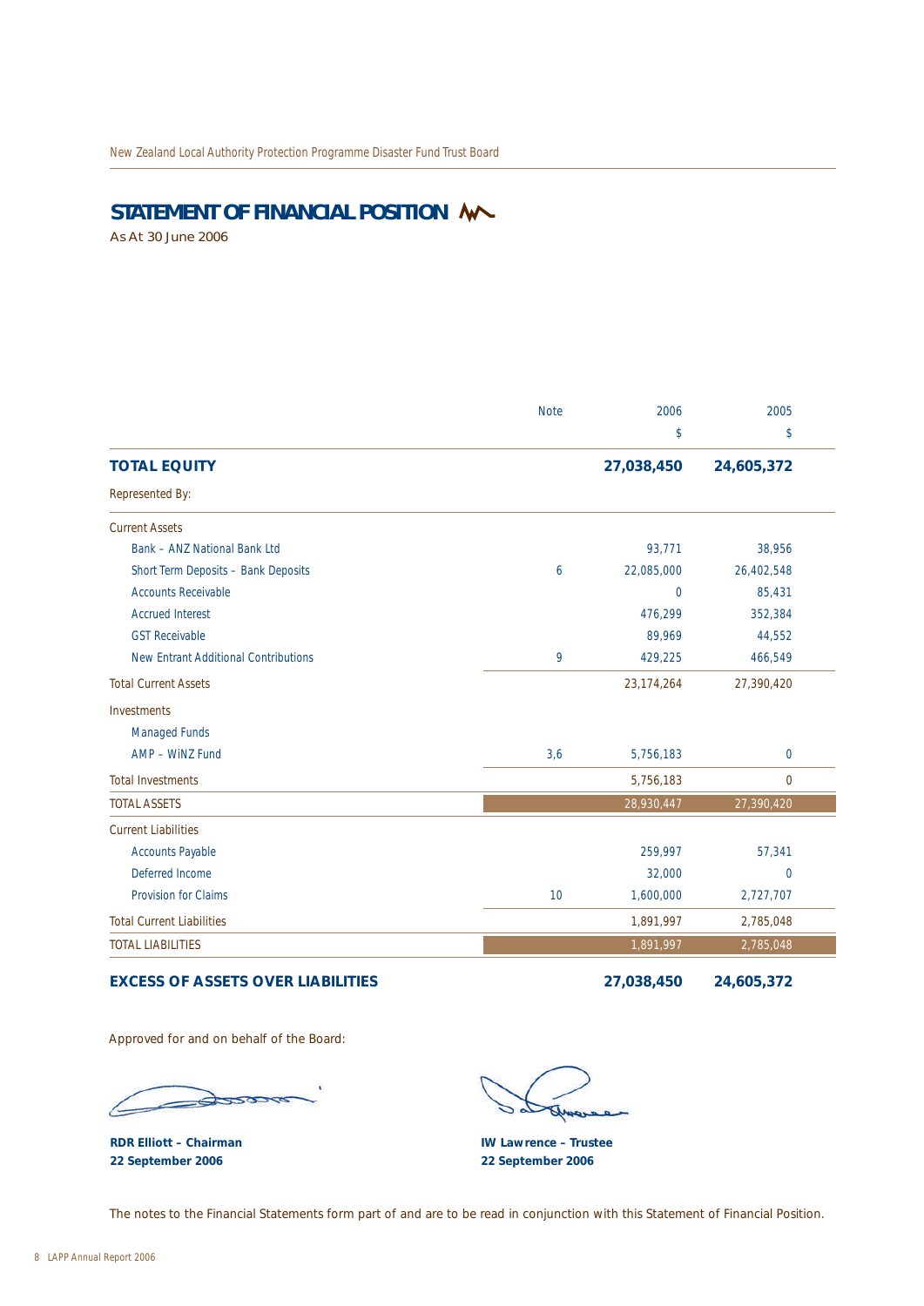## STATEMENT OF FINANCIAL POSITION

As At 30 June 2006

| | Note | 2006 | 2005 |
|---|---|---|---|
| | | $ | $ |
| **TOTAL EQUITY** | | **27,038,450** | **24,605,372** |
| Represented By: | | | |
| Current Assets | | | |
| Bank – ANZ National Bank Ltd | | 93,771 | 38,956 |
| Short Term Deposits – Bank Deposits | 6 | 22,085,000 | 26,402,548 |
| Accounts Receivable | | 0 | 85,431 |
| Accrued Interest | | 476,299 | 352,384 |
| GST Receivable | | 89,969 | 44,552 |
| New Entrant Additional Contributions | 9 | 429,225 | 466,549 |
| Total Current Assets | | 23,174,264 | 27,390,420 |
| Investments | | | |
| Managed Funds | | | |
| AMP – WiNZ Fund | 3,6 | 5,756,183 | 0 |
| Total Investments | | 5,756,183 | 0 |
| TOTAL ASSETS | | 28,930,447 | 27,390,420 |
| Current Liabilities | | | |
| Accounts Payable | | 259,997 | 57,341 |
| Deferred Income | | 32,000 | 0 |
| Provision for Claims | 10 | 1,600,000 | 2,727,707 |
| Total Current Liabilities | | 1,891,997 | 2,785,048 |
| TOTAL LIABILITIES | | 1,891,997 | 2,785,048 |
| **EXCESS OF ASSETS OVER LIABILITIES** | | **27,038,450** | **24,605,372** |

Approved for and on behalf of the Board:

**RDR Elliott – Chairman**
**22 September 2006**

**IW Lawrence – Trustee**
**22 September 2006**

The notes to the Financial Statements form part of and are to be read in conjunction with this Statement of Financial Position.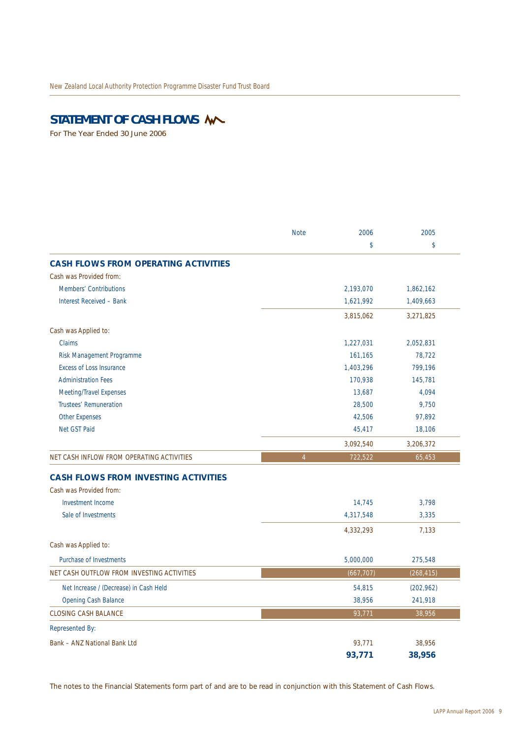# STATEMENT OF CASH FLOWS

For The Year Ended 30 June 2006

| | Note | 2006 | 2005 |
|---|---|---|---|
| | | $ | $ |
| **CASH FLOWS FROM OPERATING ACTIVITIES** | | | |
| Cash was Provided from: | | | |
| Members' Contributions | | 2,193,070 | 1,862,162 |
| Interest Received – Bank | | 1,621,992 | 1,409,663 |
| | | 3,815,062 | 3,271,825 |
| Cash was Applied to: | | | |
| Claims | | 1,227,031 | 2,052,831 |
| Risk Management Programme | | 161,165 | 78,722 |
| Excess of Loss Insurance | | 1,403,296 | 799,196 |
| Administration Fees | | 170,938 | 145,781 |
| Meeting/Travel Expenses | | 13,687 | 4,094 |
| Trustees' Remuneration | | 28,500 | 9,750 |
| Other Expenses | | 42,506 | 97,892 |
| Net GST Paid | | 45,417 | 18,106 |
| | | 3,092,540 | 3,206,372 |
| NET CASH INFLOW FROM OPERATING ACTIVITIES | 4 | 722,522 | 65,453 |
| **CASH FLOWS FROM INVESTING ACTIVITIES** | | | |
| Cash was Provided from: | | | |
| Investment Income | | 14,745 | 3,798 |
| Sale of Investments | | 4,317,548 | 3,335 |
| | | 4,332,293 | 7,133 |
| Cash was Applied to: | | | |
| Purchase of Investments | | 5,000,000 | 275,548 |
| NET CASH OUTFLOW FROM INVESTING ACTIVITIES | | (667,707) | (268,415) |
| Net Increase / (Decrease) in Cash Held | | 54,815 | (202,962) |
| Opening Cash Balance | | 38,956 | 241,918 |
| CLOSING CASH BALANCE | | 93,771 | 38,956 |
| Represented By: | | | |
| Bank – ANZ National Bank Ltd | | 93,771 | 38,956 |
| | | **93,771** | **38,956** |

The notes to the Financial Statements form part of and are to be read in conjunction with this Statement of Cash Flows.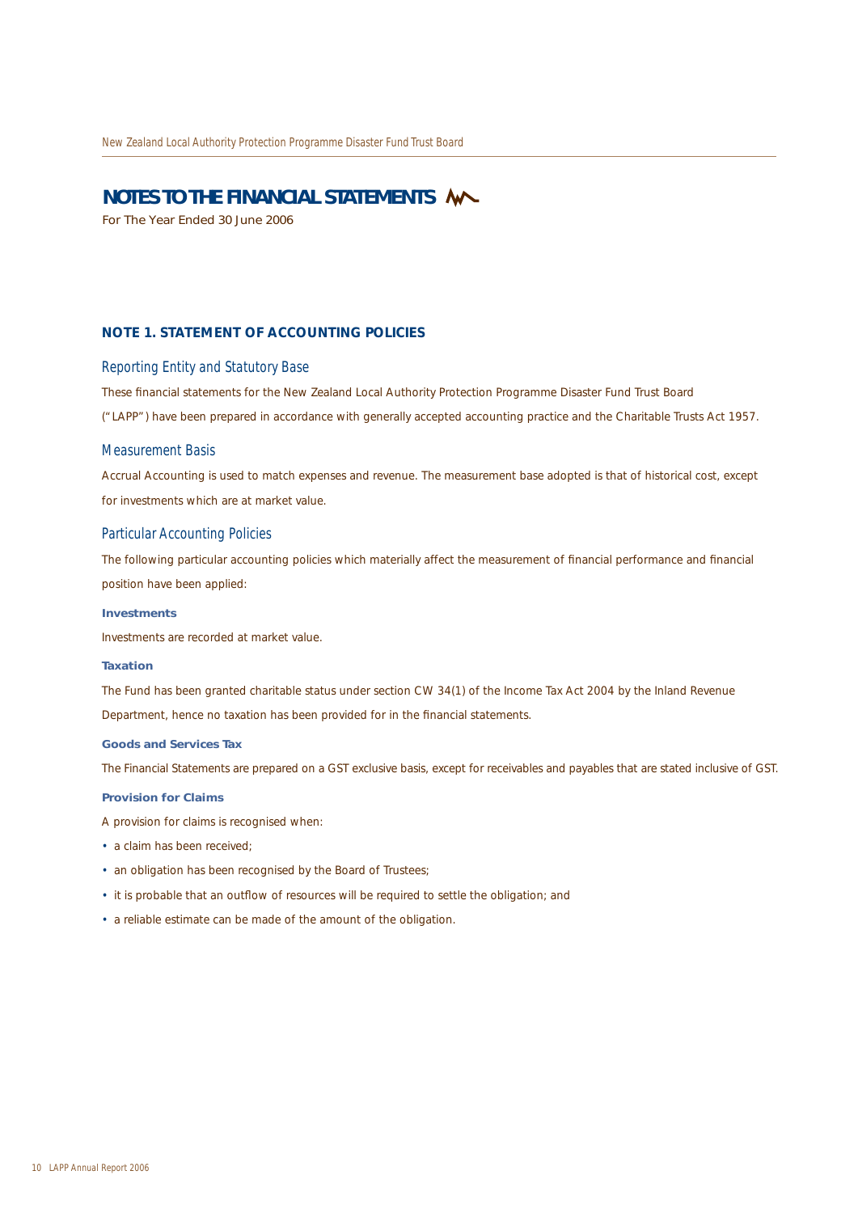# NOTES TO THE FINANCIAL STATEMENTS

For The Year Ended 30 June 2006

## NOTE 1. STATEMENT OF ACCOUNTING POLICIES

### Reporting Entity and Statutory Base

These financial statements for the New Zealand Local Authority Protection Programme Disaster Fund Trust Board ("LAPP") have been prepared in accordance with generally accepted accounting practice and the Charitable Trusts Act 1957.

### Measurement Basis

Accrual Accounting is used to match expenses and revenue. The measurement base adopted is that of historical cost, except for investments which are at market value.

### Particular Accounting Policies

The following particular accounting policies which materially affect the measurement of financial performance and financial position have been applied:

#### Investments

Investments are recorded at market value.

#### Taxation

The Fund has been granted charitable status under section CW 34(1) of the Income Tax Act 2004 by the Inland Revenue Department, hence no taxation has been provided for in the financial statements.

#### Goods and Services Tax

The Financial Statements are prepared on a GST exclusive basis, except for receivables and payables that are stated inclusive of GST.

#### Provision for Claims

A provision for claims is recognised when:

- a claim has been received;
- an obligation has been recognised by the Board of Trustees;
- it is probable that an outflow of resources will be required to settle the obligation; and
- a reliable estimate can be made of the amount of the obligation.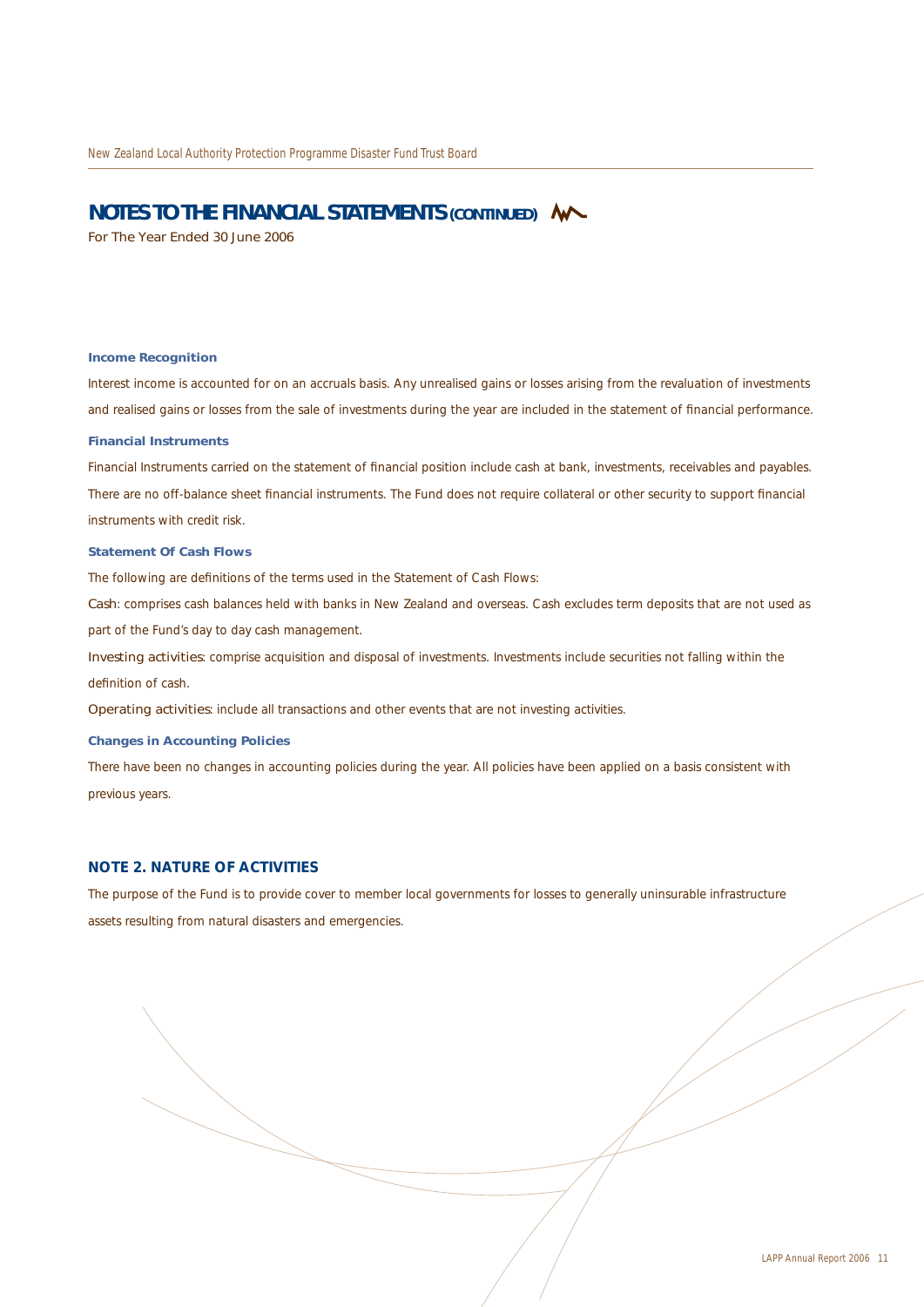# NOTES TO THE FINANCIAL STATEMENTS (CONTINUED)

For The Year Ended 30 June 2006

### Income Recognition

Interest income is accounted for on an accruals basis. Any unrealised gains or losses arising from the revaluation of investments and realised gains or losses from the sale of investments during the year are included in the statement of financial performance.

### Financial Instruments

Financial Instruments carried on the statement of financial position include cash at bank, investments, receivables and payables. There are no off-balance sheet financial instruments. The Fund does not require collateral or other security to support financial instruments with credit risk.

### Statement Of Cash Flows

The following are definitions of the terms used in the Statement of Cash Flows:

Cash: comprises cash balances held with banks in New Zealand and overseas. Cash excludes term deposits that are not used as part of the Fund's day to day cash management.

Investing activities: comprise acquisition and disposal of investments. Investments include securities not falling within the definition of cash.

Operating activities: include all transactions and other events that are not investing activities.

### Changes in Accounting Policies

There have been no changes in accounting policies during the year. All policies have been applied on a basis consistent with previous years.

## NOTE 2. NATURE OF ACTIVITIES

The purpose of the Fund is to provide cover to member local governments for losses to generally uninsurable infrastructure assets resulting from natural disasters and emergencies.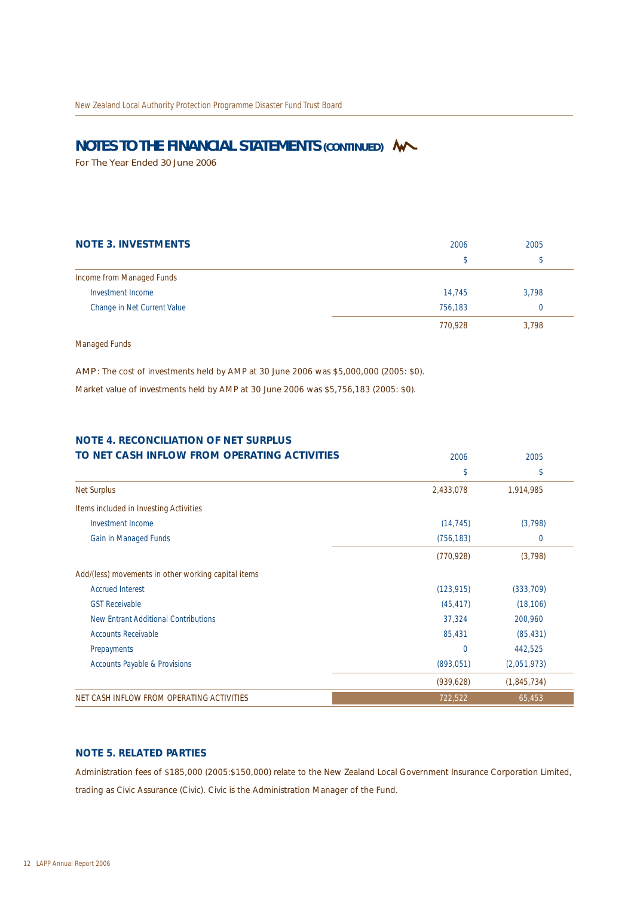## NOTES TO THE FINANCIAL STATEMENTS (CONTINUED)

For The Year Ended 30 June 2006

### NOTE 3. INVESTMENTS

| | 2006 | 2005 |
|---|---|---|
| | $ | $ |
| Income from Managed Funds | | |
| Investment Income | 14,745 | 3,798 |
| Change in Net Current Value | 756,183 | 0 |
| | 770,928 | 3,798 |

Managed Funds

AMP: The cost of investments held by AMP at 30 June 2006 was $5,000,000 (2005: $0).

Market value of investments held by AMP at 30 June 2006 was $5,756,183 (2005: $0).

### NOTE 4. RECONCILIATION OF NET SURPLUS TO NET CASH INFLOW FROM OPERATING ACTIVITIES

| | 2006 | 2005 |
|---|---|---|
| | $ | $ |
| Net Surplus | 2,433,078 | 1,914,985 |
| Items included in Investing Activities | | |
| Investment Income | (14,745) | (3,798) |
| Gain in Managed Funds | (756,183) | 0 |
| | (770,928) | (3,798) |
| Add/(less) movements in other working capital items | | |
| Accrued Interest | (123,915) | (333,709) |
| GST Receivable | (45,417) | (18,106) |
| New Entrant Additional Contributions | 37,324 | 200,960 |
| Accounts Receivable | 85,431 | (85,431) |
| Prepayments | 0 | 442,525 |
| Accounts Payable & Provisions | (893,051) | (2,051,973) |
| | (939,628) | (1,845,734) |
| NET CASH INFLOW FROM OPERATING ACTIVITIES | 722,522 | 65,453 |

### NOTE 5. RELATED PARTIES

Administration fees of $185,000 (2005:$150,000) relate to the New Zealand Local Government Insurance Corporation Limited, trading as Civic Assurance (Civic). Civic is the Administration Manager of the Fund.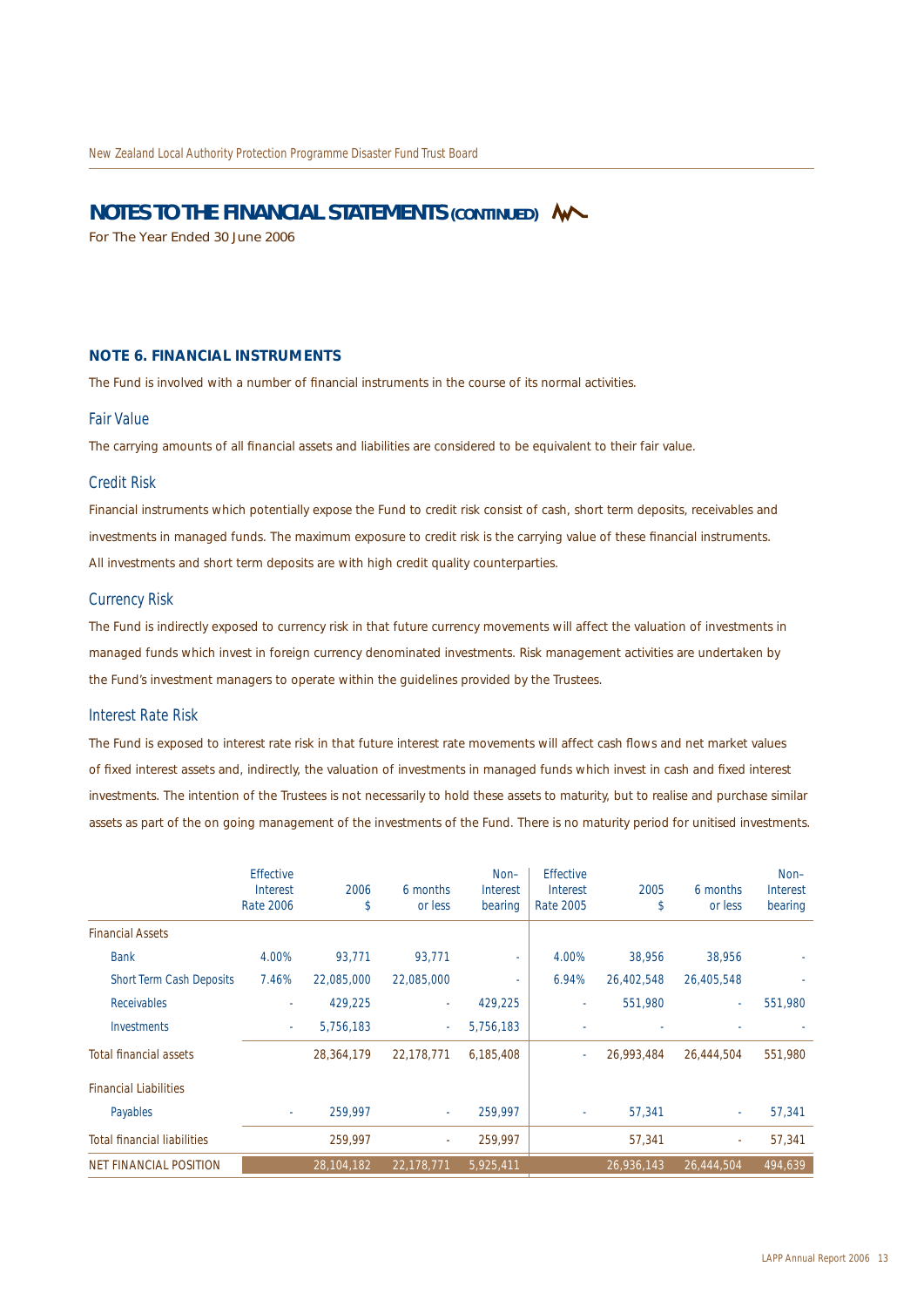# NOTES TO THE FINANCIAL STATEMENTS (CONTINUED)

For The Year Ended 30 June 2006

## NOTE 6. FINANCIAL INSTRUMENTS

The Fund is involved with a number of financial instruments in the course of its normal activities.

### Fair Value

The carrying amounts of all financial assets and liabilities are considered to be equivalent to their fair value.

### Credit Risk

Financial instruments which potentially expose the Fund to credit risk consist of cash, short term deposits, receivables and investments in managed funds. The maximum exposure to credit risk is the carrying value of these financial instruments. All investments and short term deposits are with high credit quality counterparties.

### Currency Risk

The Fund is indirectly exposed to currency risk in that future currency movements will affect the valuation of investments in managed funds which invest in foreign currency denominated investments. Risk management activities are undertaken by the Fund's investment managers to operate within the guidelines provided by the Trustees.

### Interest Rate Risk

The Fund is exposed to interest rate risk in that future interest rate movements will affect cash flows and net market values of fixed interest assets and, indirectly, the valuation of investments in managed funds which invest in cash and fixed interest investments. The intention of the Trustees is not necessarily to hold these assets to maturity, but to realise and purchase similar assets as part of the on going management of the investments of the Fund. There is no maturity period for unitised investments.

| | Effective Interest Rate 2006 | 2006 $ | 6 months or less | Non-Interest bearing | Effective Interest Rate 2005 | 2005 $ | 6 months or less | Non-Interest bearing |
|---|---|---|---|---|---|---|---|---|
| Financial Assets | | | | | | | | |
| Bank | 4.00% | 93,771 | 93,771 | - | 4.00% | 38,956 | 38,956 | - |
| Short Term Cash Deposits | 7.46% | 22,085,000 | 22,085,000 | - | 6.94% | 26,402,548 | 26,405,548 | - |
| Receivables | - | 429,225 | - | 429,225 | - | 551,980 | - | 551,980 |
| Investments | - | 5,756,183 | - | 5,756,183 | - | - | - | - |
| Total financial assets | | 28,364,179 | 22,178,771 | 6,185,408 | - | 26,993,484 | 26,444,504 | 551,980 |
| Financial Liabilities | | | | | | | | |
| Payables | - | 259,997 | - | 259,997 | - | 57,341 | - | 57,341 |
| Total financial liabilities | | 259,997 | - | 259,997 | | 57,341 | - | 57,341 |
| NET FINANCIAL POSITION | | 28,104,182 | 22,178,771 | 5,925,411 | | 26,936,143 | 26,444,504 | 494,639 |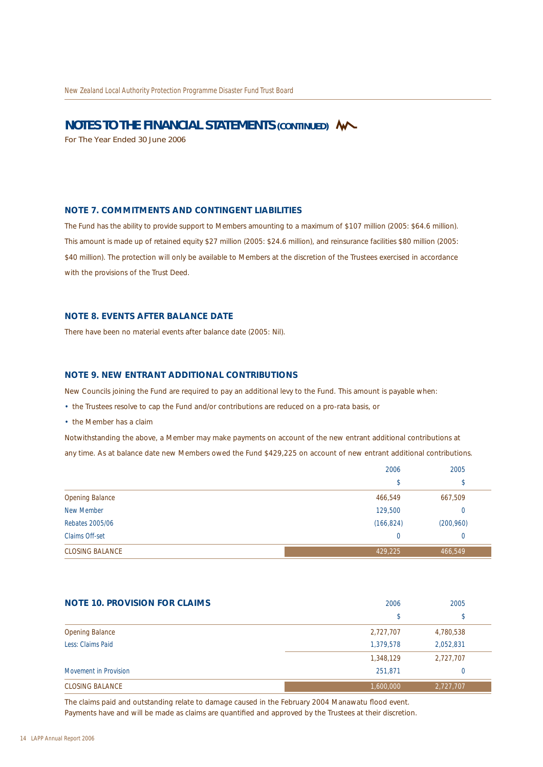## NOTES TO THE FINANCIAL STATEMENTS (CONTINUED)

For The Year Ended 30 June 2006

### NOTE 7. COMMITMENTS AND CONTINGENT LIABILITIES

The Fund has the ability to provide support to Members amounting to a maximum of $107 million (2005: $64.6 million). This amount is made up of retained equity $27 million (2005: $24.6 million), and reinsurance facilities $80 million (2005: $40 million). The protection will only be available to Members at the discretion of the Trustees exercised in accordance with the provisions of the Trust Deed.

### NOTE 8. EVENTS AFTER BALANCE DATE

There have been no material events after balance date (2005: Nil).

### NOTE 9. NEW ENTRANT ADDITIONAL CONTRIBUTIONS

New Councils joining the Fund are required to pay an additional levy to the Fund. This amount is payable when:

- the Trustees resolve to cap the Fund and/or contributions are reduced on a pro-rata basis, or
- the Member has a claim

Notwithstanding the above, a Member may make payments on account of the new entrant additional contributions at any time. As at balance date new Members owed the Fund $429,225 on account of new entrant additional contributions.

| | 2006 | 2005 |
|---|---|---|
| | $ | $ |
| Opening Balance | 466,549 | 667,509 |
| New Member | 129,500 | 0 |
| Rebates 2005/06 | (166,824) | (200,960) |
| Claims Off-set | 0 | 0 |
| CLOSING BALANCE | 429,225 | 466,549 |

### NOTE 10. PROVISION FOR CLAIMS

| | 2006 | 2005 |
|---|---|---|
| | $ | $ |
| Opening Balance | 2,727,707 | 4,780,538 |
| Less: Claims Paid | 1,379,578 | 2,052,831 |
| | 1,348,129 | 2,727,707 |
| Movement in Provision | 251,871 | 0 |
| CLOSING BALANCE | 1,600,000 | 2,727,707 |

The claims paid and outstanding relate to damage caused in the February 2004 Manawatu flood event.
Payments have and will be made as claims are quantified and approved by the Trustees at their discretion.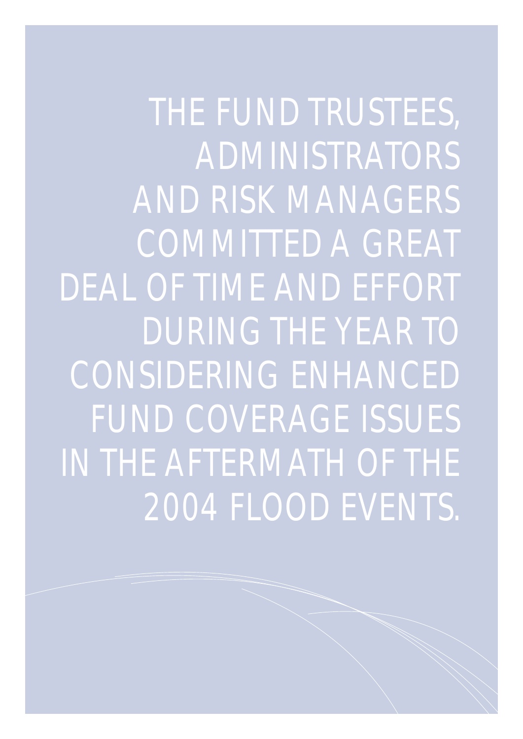THE FUND TRUSTEES, ADMINISTRATORS AND RISK MANAGERS COMMITTED A GREAT DEAL OF TIME AND EFFORT DURING THE YEAR TO CONSIDERING ENHANCED FUND COVERAGE ISSUES IN THE AFTERMATH OF THE 2004 FLOOD EVENTS.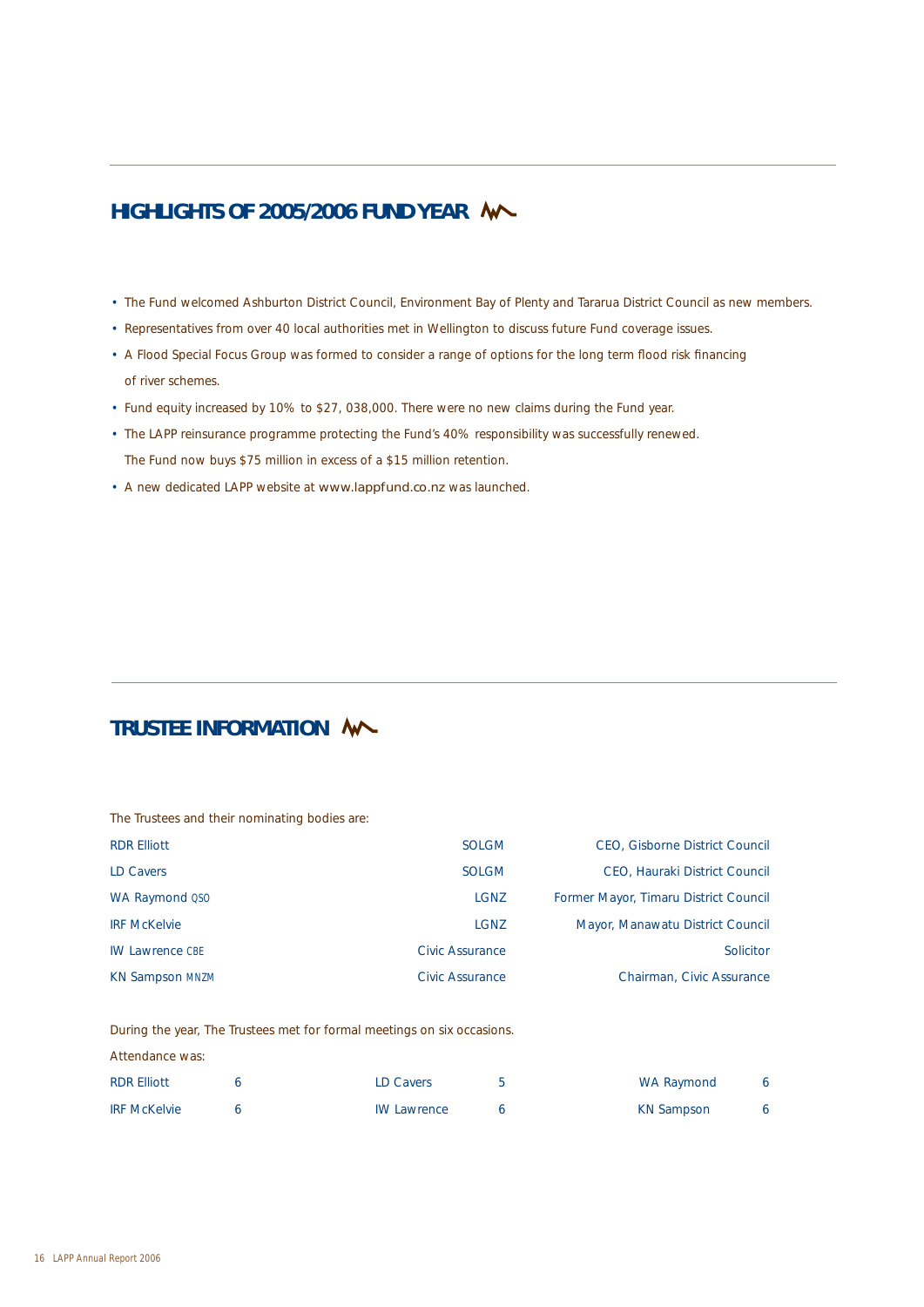## HIGHLIGHTS OF 2005/2006 FUND YEAR

- The Fund welcomed Ashburton District Council, Environment Bay of Plenty and Tararua District Council as new members.
- Representatives from over 40 local authorities met in Wellington to discuss future Fund coverage issues.
- A Flood Special Focus Group was formed to consider a range of options for the long term flood risk financing of river schemes.
- Fund equity increased by 10% to $27, 038,000. There were no new claims during the Fund year.
- The LAPP reinsurance programme protecting the Fund's 40% responsibility was successfully renewed. The Fund now buys $75 million in excess of a $15 million retention.
- A new dedicated LAPP website at www.lappfund.co.nz was launched.

## TRUSTEE INFORMATION

The Trustees and their nominating bodies are:

| | | |
|---|---|---|
| RDR Elliott | SOLGM | CEO, Gisborne District Council |
| LD Cavers | SOLGM | CEO, Hauraki District Council |
| WA Raymond QSO | LGNZ | Former Mayor, Timaru District Council |
| IRF McKelvie | LGNZ | Mayor, Manawatu District Council |
| IW Lawrence CBE | Civic Assurance | Solicitor |
| KN Sampson MNZM | Civic Assurance | Chairman, Civic Assurance |

During the year, The Trustees met for formal meetings on six occasions.

Attendance was:

| | | | | | |
|---|---|---|---|---|---|
| RDR Elliott | 6 | LD Cavers | 5 | WA Raymond | 6 |
| IRF McKelvie | 6 | IW Lawrence | 6 | KN Sampson | 6 |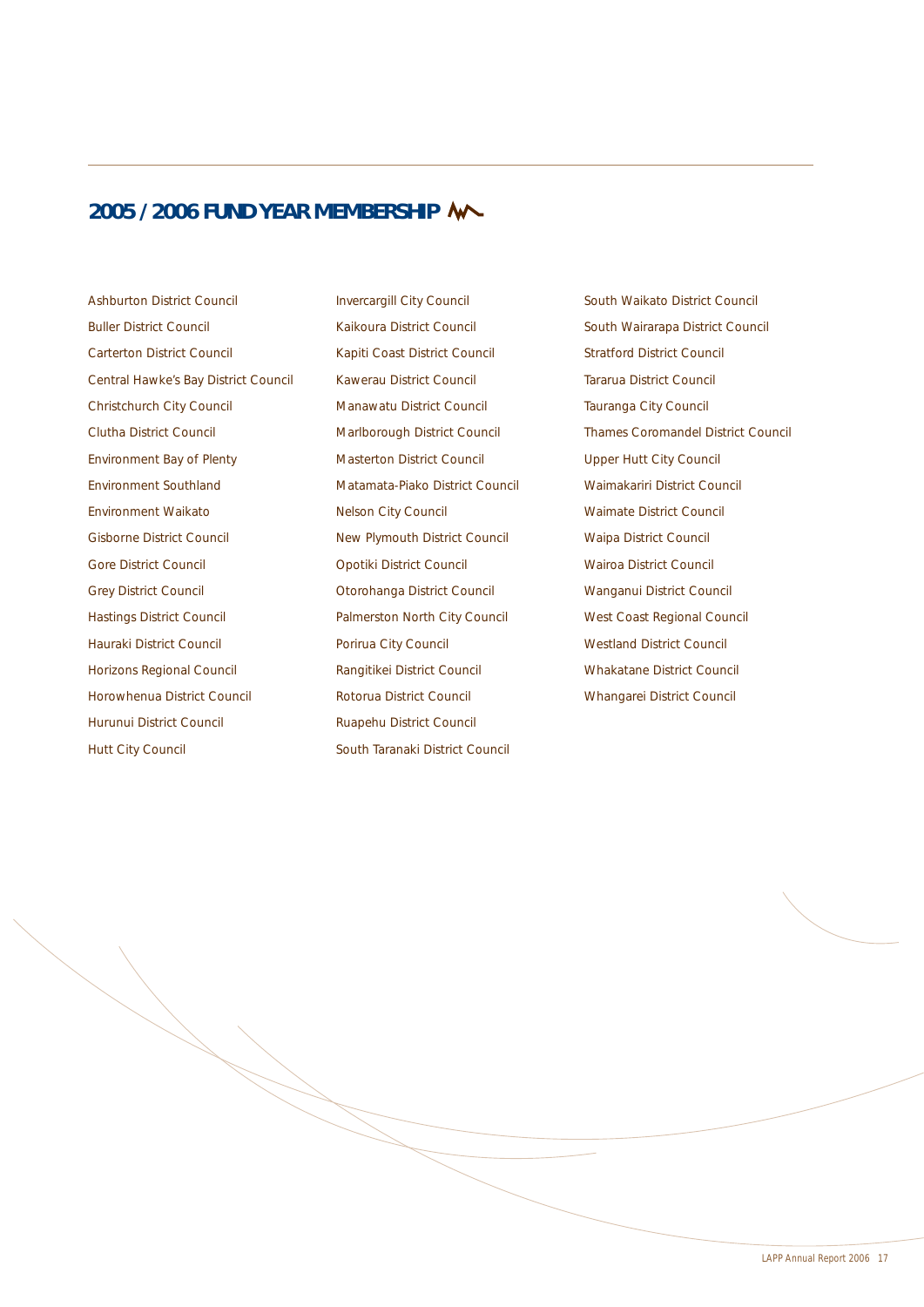## 2005 / 2006 FUND YEAR MEMBERSHIP

Ashburton District Council
Buller District Council
Carterton District Council
Central Hawke's Bay District Council
Christchurch City Council
Clutha District Council
Environment Bay of Plenty
Environment Southland
Environment Waikato
Gisborne District Council
Gore District Council
Grey District Council
Hastings District Council
Hauraki District Council
Horizons Regional Council
Horowhenua District Council
Hurunui District Council
Hutt City Council
Invercargill City Council
Kaikoura District Council
Kapiti Coast District Council
Kawerau District Council
Manawatu District Council
Marlborough District Council
Masterton District Council
Matamata-Piako District Council
Nelson City Council
New Plymouth District Council
Opotiki District Council
Otorohanga District Council
Palmerston North City Council
Porirua City Council
Rangitikei District Council
Rotorua District Council
Ruapehu District Council
South Taranaki District Council
South Waikato District Council
South Wairarapa District Council
Stratford District Council
Tararua District Council
Tauranga City Council
Thames Coromandel District Council
Upper Hutt City Council
Waimakariri District Council
Waimate District Council
Waipa District Council
Wairoa District Council
Wanganui District Council
West Coast Regional Council
Westland District Council
Whakatane District Council
Whangarei District Council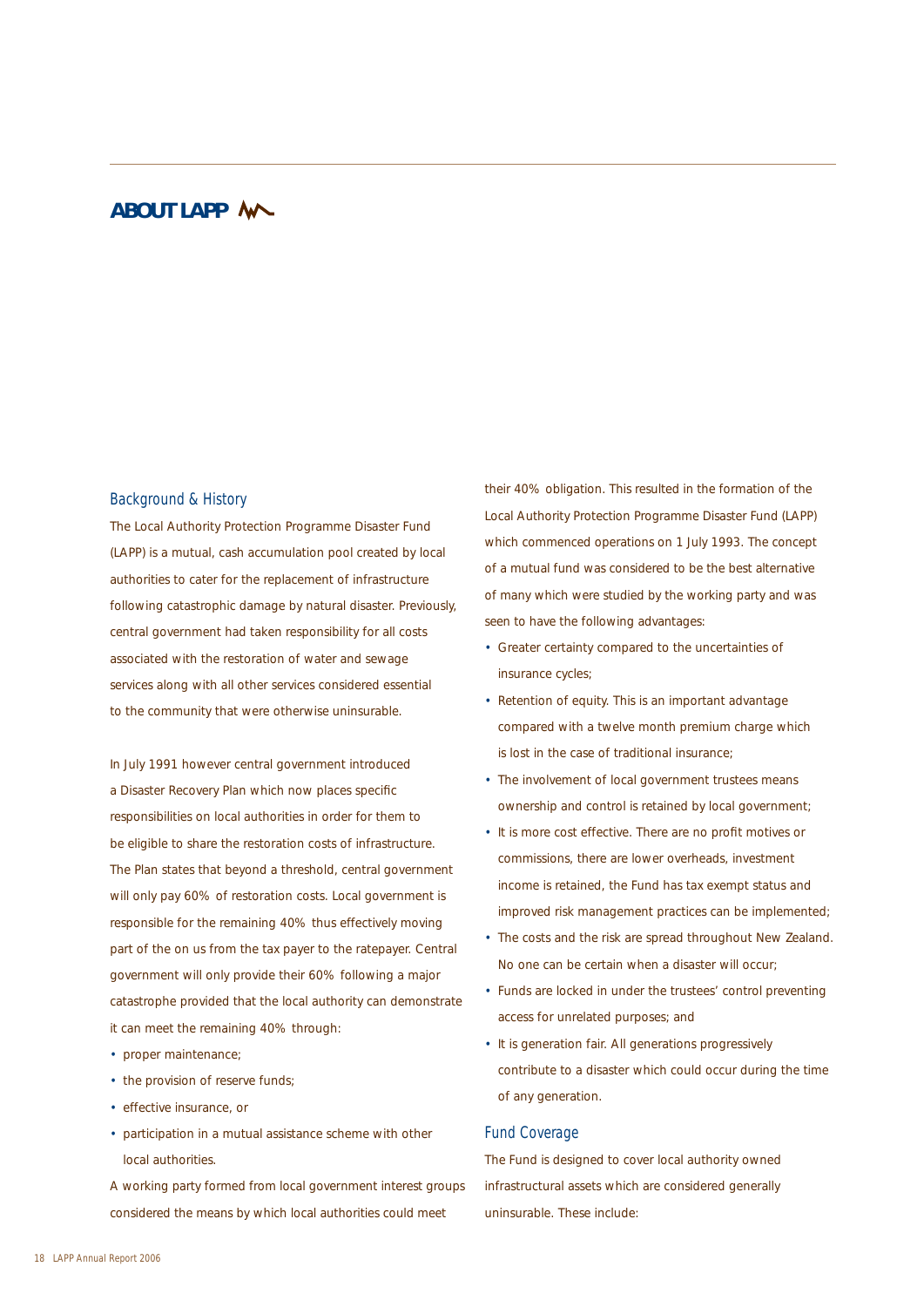# ABOUT LAPP

## Background & History

The Local Authority Protection Programme Disaster Fund (LAPP) is a mutual, cash accumulation pool created by local authorities to cater for the replacement of infrastructure following catastrophic damage by natural disaster. Previously, central government had taken responsibility for all costs associated with the restoration of water and sewage services along with all other services considered essential to the community that were otherwise uninsurable.

In July 1991 however central government introduced a Disaster Recovery Plan which now places specific responsibilities on local authorities in order for them to be eligible to share the restoration costs of infrastructure. The Plan states that beyond a threshold, central government will only pay 60% of restoration costs. Local government is responsible for the remaining 40% thus effectively moving part of the on us from the tax payer to the ratepayer. Central government will only provide their 60% following a major catastrophe provided that the local authority can demonstrate it can meet the remaining 40% through:

- proper maintenance;
- the provision of reserve funds;
- effective insurance, or
- participation in a mutual assistance scheme with other local authorities.

A working party formed from local government interest groups considered the means by which local authorities could meet their 40% obligation. This resulted in the formation of the Local Authority Protection Programme Disaster Fund (LAPP) which commenced operations on 1 July 1993. The concept of a mutual fund was considered to be the best alternative of many which were studied by the working party and was seen to have the following advantages:

- Greater certainty compared to the uncertainties of insurance cycles;
- Retention of equity. This is an important advantage compared with a twelve month premium charge which is lost in the case of traditional insurance;
- The involvement of local government trustees means ownership and control is retained by local government;
- It is more cost effective. There are no profit motives or commissions, there are lower overheads, investment income is retained, the Fund has tax exempt status and improved risk management practices can be implemented;
- The costs and the risk are spread throughout New Zealand. No one can be certain when a disaster will occur;
- Funds are locked in under the trustees' control preventing access for unrelated purposes; and
- It is generation fair. All generations progressively contribute to a disaster which could occur during the time of any generation.

## Fund Coverage

The Fund is designed to cover local authority owned infrastructural assets which are considered generally uninsurable. These include: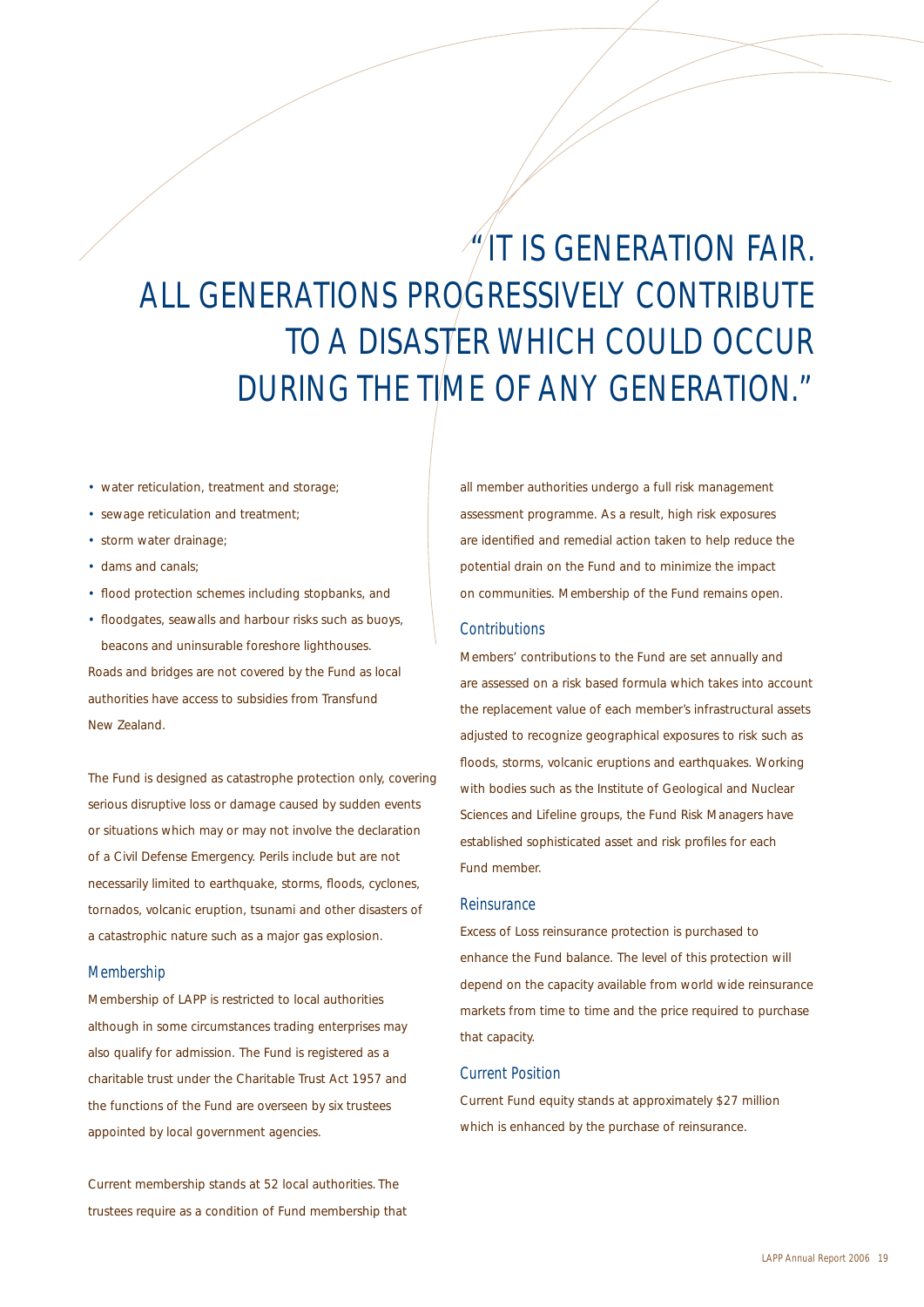> "IT IS GENERATION FAIR. ALL GENERATIONS PROGRESSIVELY CONTRIBUTE TO A DISASTER WHICH COULD OCCUR DURING THE TIME OF ANY GENERATION."

- water reticulation, treatment and storage;
- sewage reticulation and treatment;
- storm water drainage;
- dams and canals;
- flood protection schemes including stopbanks, and
- floodgates, seawalls and harbour risks such as buoys, beacons and uninsurable foreshore lighthouses.

Roads and bridges are not covered by the Fund as local authorities have access to subsidies from Transfund New Zealand.

The Fund is designed as catastrophe protection only, covering serious disruptive loss or damage caused by sudden events or situations which may or may not involve the declaration of a Civil Defense Emergency. Perils include but are not necessarily limited to earthquake, storms, floods, cyclones, tornados, volcanic eruption, tsunami and other disasters of a catastrophic nature such as a major gas explosion.

## Membership

Membership of LAPP is restricted to local authorities although in some circumstances trading enterprises may also qualify for admission. The Fund is registered as a charitable trust under the Charitable Trust Act 1957 and the functions of the Fund are overseen by six trustees appointed by local government agencies.

Current membership stands at 52 local authorities. The trustees require as a condition of Fund membership that all member authorities undergo a full risk management assessment programme. As a result, high risk exposures are identified and remedial action taken to help reduce the potential drain on the Fund and to minimize the impact on communities. Membership of the Fund remains open.

## Contributions

Members' contributions to the Fund are set annually and are assessed on a risk based formula which takes into account the replacement value of each member's infrastructural assets adjusted to recognize geographical exposures to risk such as floods, storms, volcanic eruptions and earthquakes. Working with bodies such as the Institute of Geological and Nuclear Sciences and Lifeline groups, the Fund Risk Managers have established sophisticated asset and risk profiles for each Fund member.

## Reinsurance

Excess of Loss reinsurance protection is purchased to enhance the Fund balance. The level of this protection will depend on the capacity available from world wide reinsurance markets from time to time and the price required to purchase that capacity.

## Current Position

Current Fund equity stands at approximately $27 million which is enhanced by the purchase of reinsurance.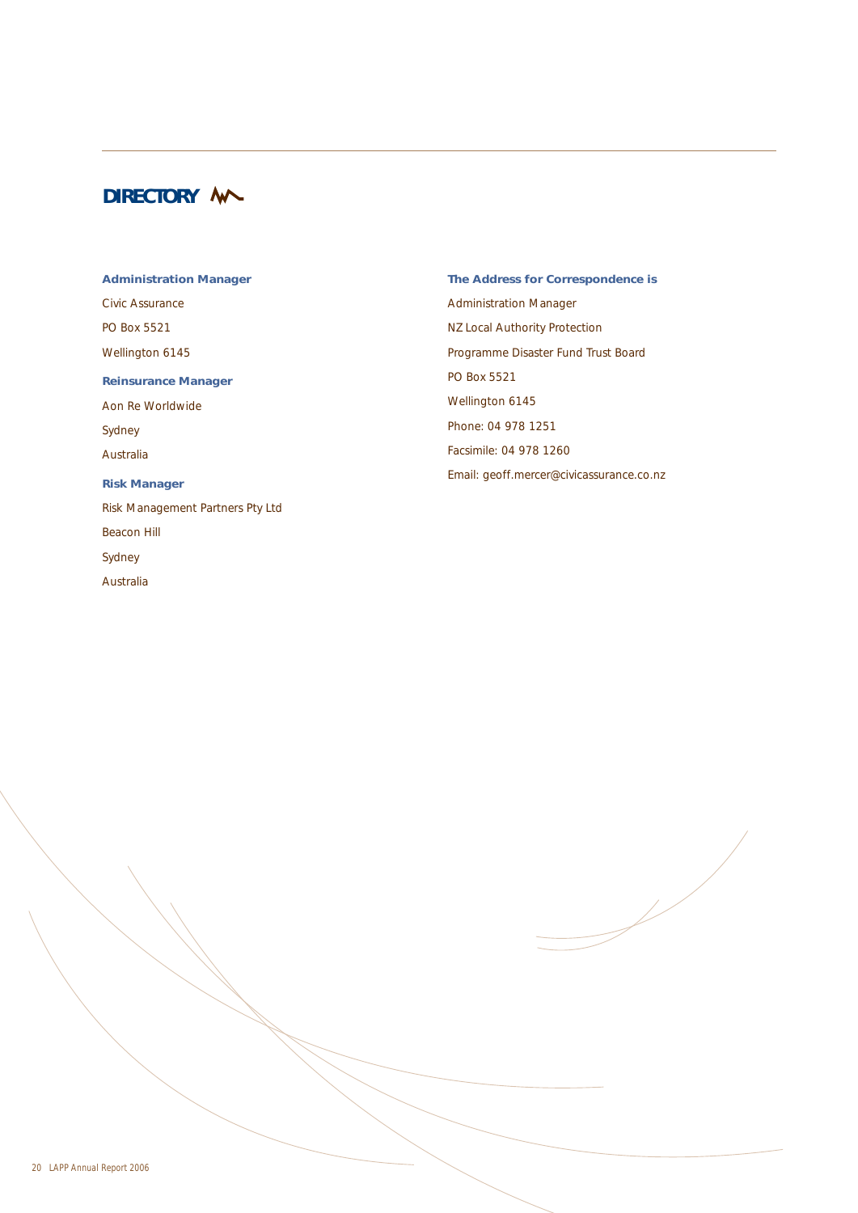# DIRECTORY

**Administration Manager**

Civic Assurance

PO Box 5521

Wellington 6145

**Reinsurance Manager**

Aon Re Worldwide

Sydney

Australia

**Risk Manager**

Risk Management Partners Pty Ltd

Beacon Hill

Sydney

Australia

**The Address for Correspondence is**

Administration Manager

NZ Local Authority Protection

Programme Disaster Fund Trust Board

PO Box 5521

Wellington 6145

Phone: 04 978 1251

Facsimile: 04 978 1260

Email: geoff.mercer@civicassurance.co.nz